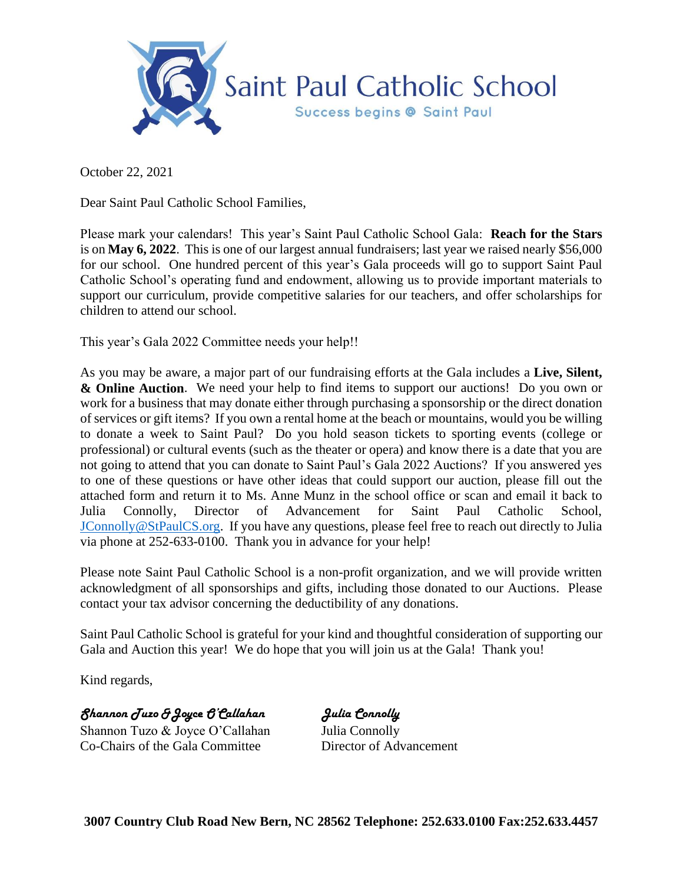# Saint Paul Catholic School

Success begins @ Saint Paul

October 22, 2021

Dear Saint Paul Catholic School Families,

Please mark your calendars! This year's Saint Paul Catholic School Gala: **Reach for the Stars** is on **May 6, 2022**. This is one of our largest annual fundraisers; last year we raised nearly $56,000 for our school. One hundred percent of this year's Gala proceeds will go to support Saint Paul Catholic School's operating fund and endowment, allowing us to provide important materials to support our curriculum, provide competitive salaries for our teachers, and offer scholarships for children to attend our school.

This year's Gala 2022 Committee needs your help!!

As you may be aware, a major part of our fundraising efforts at the Gala includes a **Live, Silent, & Online Auction**. We need your help to find items to support our auctions! Do you own or work for a business that may donate either through purchasing a sponsorship or the direct donation of services or gift items? If you own a rental home at the beach or mountains, would you be willing to donate a week to Saint Paul? Do you hold season tickets to sporting events (college or professional) or cultural events (such as the theater or opera) and know there is a date that you are not going to attend that you can donate to Saint Paul's Gala 2022 Auctions? If you answered yes to one of these questions or have other ideas that could support our auction, please fill out the attached form and return it to Ms. Anne Munz in the school office or scan and email it back to Julia Connolly, Director of Advancement for Saint Paul Catholic School, JConnolly@StPaulCS.org. If you have any questions, please feel free to reach out directly to Julia via phone at 252-633-0100. Thank you in advance for your help!

Please note Saint Paul Catholic School is a non-profit organization, and we will provide written acknowledgment of all sponsorships and gifts, including those donated to our Auctions. Please contact your tax advisor concerning the deductibility of any donations.

Saint Paul Catholic School is grateful for your kind and thoughtful consideration of supporting our Gala and Auction this year! We do hope that you will join us at the Gala! Thank you!

Kind regards,

*Shannon Tuzo & Joyce O'Callahan*
Shannon Tuzo & Joyce O'Callahan
Co-Chairs of the Gala Committee

*Julia Connolly*
Julia Connolly
Director of Advancement

**3007 Country Club Road New Bern, NC 28562 Telephone: 252.633.0100 Fax:252.633.4457**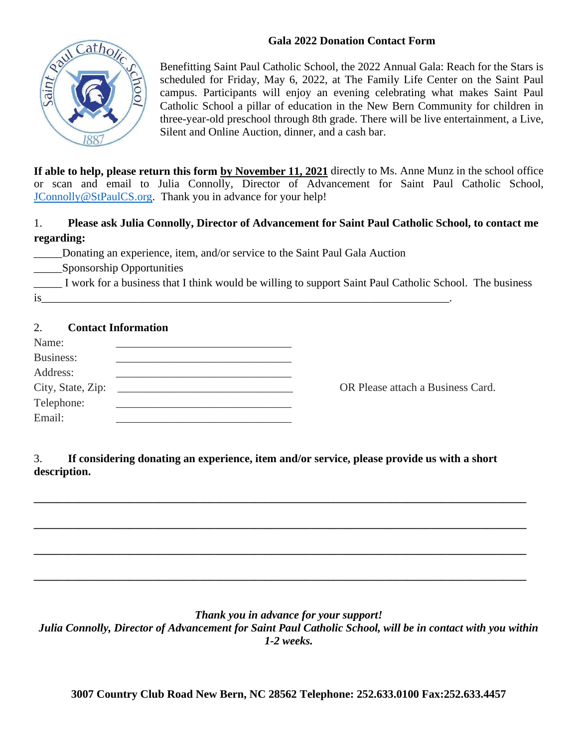# Gala 2022 Donation Contact Form

Benefitting Saint Paul Catholic School, the 2022 Annual Gala: Reach for the Stars is scheduled for Friday, May 6, 2022, at The Family Life Center on the Saint Paul campus. Participants will enjoy an evening celebrating what makes Saint Paul Catholic School a pillar of education in the New Bern Community for children in three-year-old preschool through 8th grade. There will be live entertainment, a Live, Silent and Online Auction, dinner, and a cash bar.

**If able to help, please return this form <u>by November 11, 2021</u>** directly to Ms. Anne Munz in the school office or scan and email to Julia Connolly, Director of Advancement for Saint Paul Catholic School, JConnolly@StPaulCS.org. Thank you in advance for your help!

1. **Please ask Julia Connolly, Director of Advancement for Saint Paul Catholic School, to contact me regarding:**

_____Donating an experience, item, and/or service to the Saint Paul Gala Auction

_____Sponsorship Opportunities

_____ I work for a business that I think would be willing to support Saint Paul Catholic School. The business is______________________________________________________________________.

2. **Contact Information**

Name: _______________________________

Business: _______________________________

Address: _______________________________

City, State, Zip: _______________________________ OR Please attach a Business Card.

Telephone: _______________________________

Email: _______________________________

3. **If considering donating an experience, item and/or service, please provide us with a short description.**

__________________________________________________________________________________

__________________________________________________________________________________

__________________________________________________________________________________

__________________________________________________________________________________

***Thank you in advance for your support!***
***Julia Connolly, Director of Advancement for Saint Paul Catholic School, will be in contact with you within 1-2 weeks.***

**3007 Country Club Road New Bern, NC 28562 Telephone: 252.633.0100 Fax:252.633.4457**